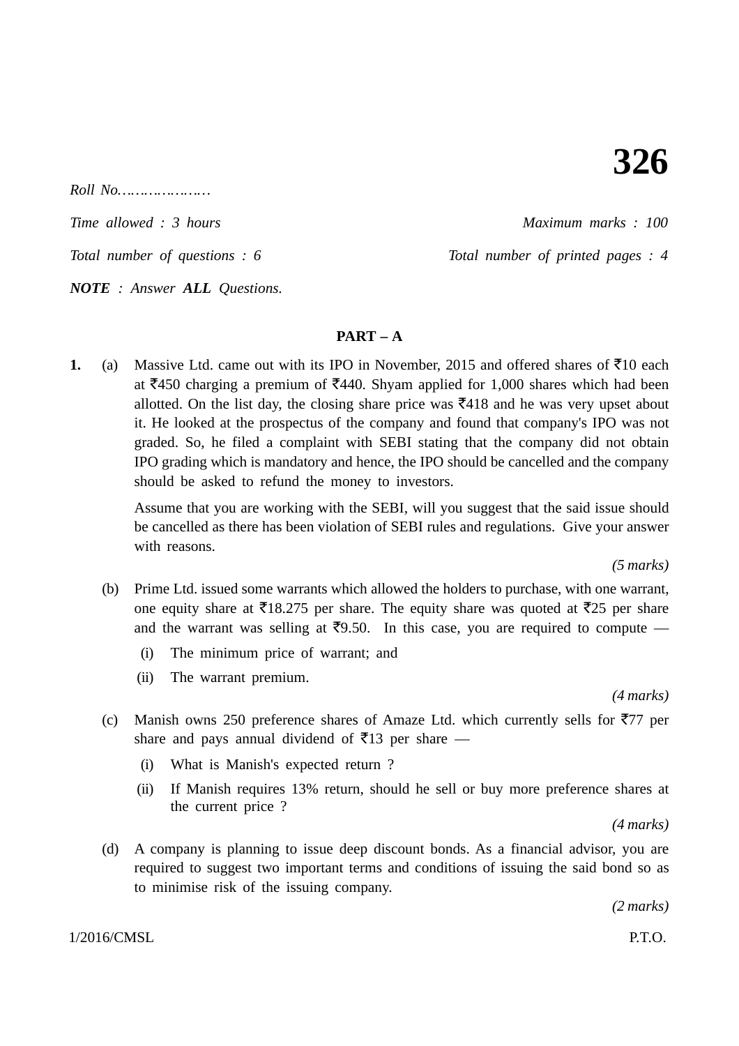# 326

*Roll No…………………*

*Time allowed : 3 hours* — *Maximum marks : 100*

*Total number of questions : 6* — *Total number of printed pages : 4*

***NOTE*** *: Answer* ***ALL*** *Questions.*

## PART – A

**1.** (a) Massive Ltd. came out with its IPO in November, 2015 and offered shares of ₹10 each at ₹450 charging a premium of ₹440. Shyam applied for 1,000 shares which had been allotted. On the list day, the closing share price was ₹418 and he was very upset about it. He looked at the prospectus of the company and found that company's IPO was not graded. So, he filed a complaint with SEBI stating that the company did not obtain IPO grading which is mandatory and hence, the IPO should be cancelled and the company should be asked to refund the money to investors.

Assume that you are working with the SEBI, will you suggest that the said issue should be cancelled as there has been violation of SEBI rules and regulations. Give your answer with reasons.

*(5 marks)*

(b) Prime Ltd. issued some warrants which allowed the holders to purchase, with one warrant, one equity share at ₹18.275 per share. The equity share was quoted at ₹25 per share and the warrant was selling at ₹9.50. In this case, you are required to compute —

(i) The minimum price of warrant; and

(ii) The warrant premium.

*(4 marks)*

(c) Manish owns 250 preference shares of Amaze Ltd. which currently sells for ₹77 per share and pays annual dividend of ₹13 per share —

(i) What is Manish's expected return ?

(ii) If Manish requires 13% return, should he sell or buy more preference shares at the current price ?

*(4 marks)*

(d) A company is planning to issue deep discount bonds. As a financial advisor, you are required to suggest two important terms and conditions of issuing the said bond so as to minimise risk of the issuing company.

*(2 marks)*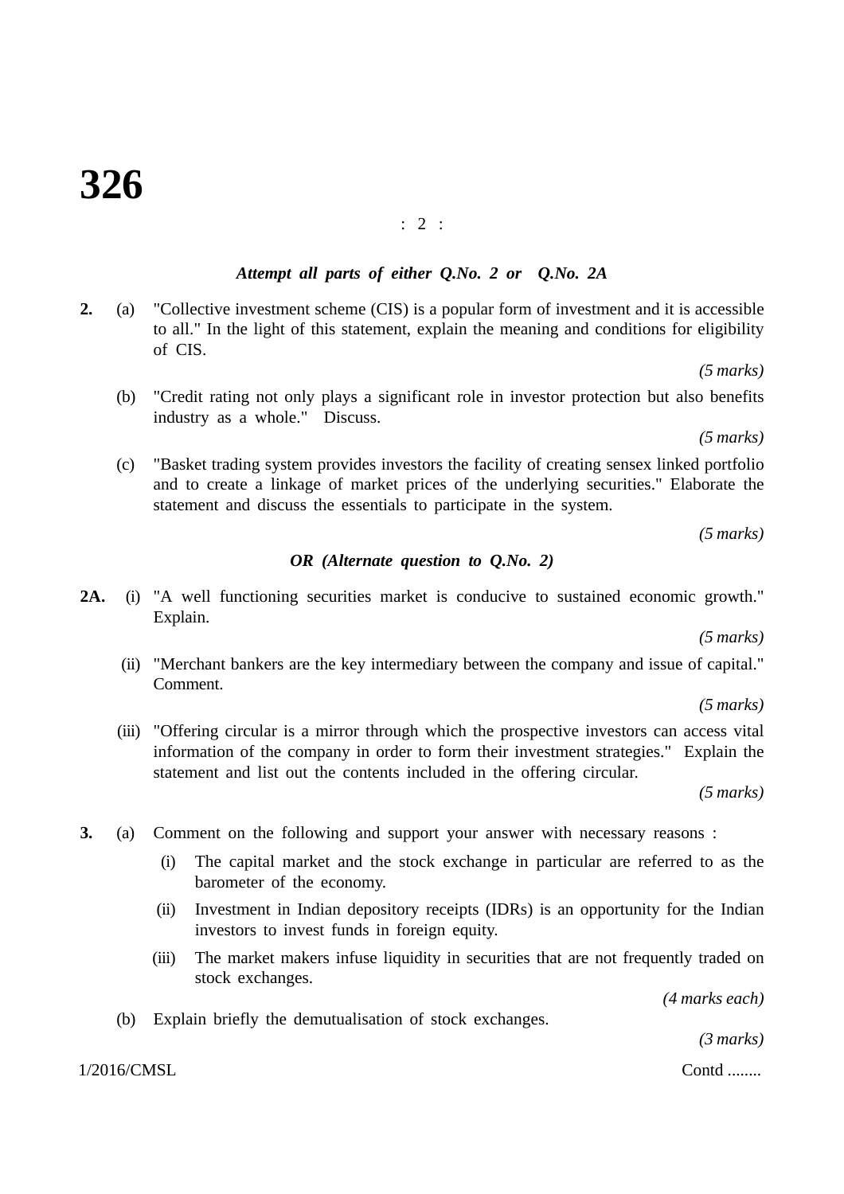*Attempt all parts of either Q.No. 2 or Q.No. 2A*

**2.** (a) "Collective investment scheme (CIS) is a popular form of investment and it is accessible to all." In the light of this statement, explain the meaning and conditions for eligibility of CIS.

*(5 marks)*

(b) "Credit rating not only plays a significant role in investor protection but also benefits industry as a whole." Discuss.

*(5 marks)*

(c) "Basket trading system provides investors the facility of creating sensex linked portfolio and to create a linkage of market prices of the underlying securities." Elaborate the statement and discuss the essentials to participate in the system.

*(5 marks)*

***OR (Alternate question to Q.No. 2)***

**2A.** (i) "A well functioning securities market is conducive to sustained economic growth." Explain.

*(5 marks)*

(ii) "Merchant bankers are the key intermediary between the company and issue of capital." Comment.

*(5 marks)*

(iii) "Offering circular is a mirror through which the prospective investors can access vital information of the company in order to form their investment strategies." Explain the statement and list out the contents included in the offering circular.

*(5 marks)*

**3.** (a) Comment on the following and support your answer with necessary reasons :

(i) The capital market and the stock exchange in particular are referred to as the barometer of the economy.

(ii) Investment in Indian depository receipts (IDRs) is an opportunity for the Indian investors to invest funds in foreign equity.

(iii) The market makers infuse liquidity in securities that are not frequently traded on stock exchanges.

*(4 marks each)*

(b) Explain briefly the demutualisation of stock exchanges.

*(3 marks)*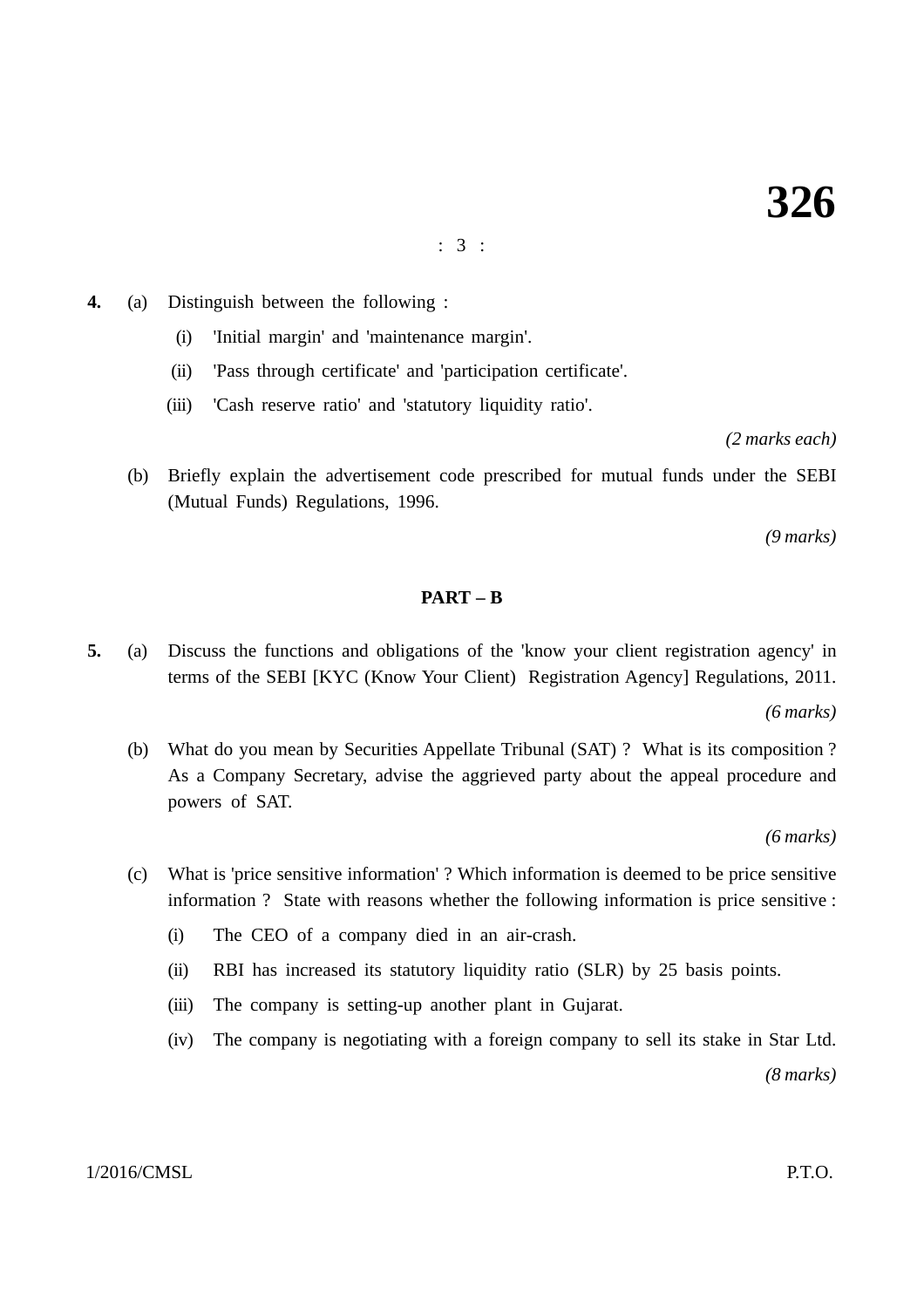**4.** (a) Distinguish between the following :

(i) 'Initial margin' and 'maintenance margin'.

(ii) 'Pass through certificate' and 'participation certificate'.

(iii) 'Cash reserve ratio' and 'statutory liquidity ratio'.

*(2 marks each)*

(b) Briefly explain the advertisement code prescribed for mutual funds under the SEBI (Mutual Funds) Regulations, 1996.

*(9 marks)*

## PART – B

**5.** (a) Discuss the functions and obligations of the 'know your client registration agency' in terms of the SEBI [KYC (Know Your Client) Registration Agency] Regulations, 2011.

*(6 marks)*

(b) What do you mean by Securities Appellate Tribunal (SAT) ? What is its composition ? As a Company Secretary, advise the aggrieved party about the appeal procedure and powers of SAT.

*(6 marks)*

(c) What is 'price sensitive information' ? Which information is deemed to be price sensitive information ? State with reasons whether the following information is price sensitive :

(i) The CEO of a company died in an air-crash.

(ii) RBI has increased its statutory liquidity ratio (SLR) by 25 basis points.

(iii) The company is setting-up another plant in Gujarat.

(iv) The company is negotiating with a foreign company to sell its stake in Star Ltd.

*(8 marks)*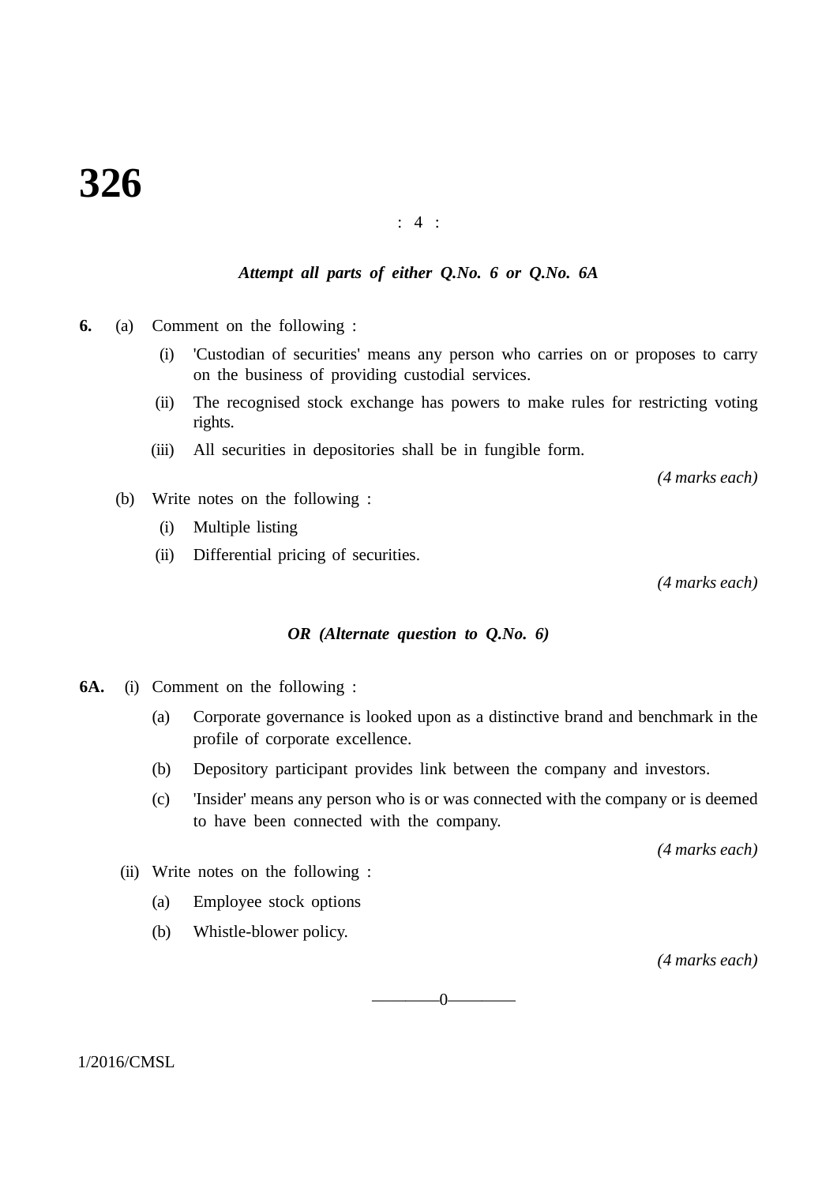*Attempt all parts of either Q.No. 6 or Q.No. 6A*

**6.** (a) Comment on the following :

(i) 'Custodian of securities' means any person who carries on or proposes to carry on the business of providing custodial services.

(ii) The recognised stock exchange has powers to make rules for restricting voting rights.

(iii) All securities in depositories shall be in fungible form.

*(4 marks each)*

(b) Write notes on the following :

(i) Multiple listing

(ii) Differential pricing of securities.

*(4 marks each)*

***OR (Alternate question to Q.No. 6)***

**6A.** (i) Comment on the following :

(a) Corporate governance is looked upon as a distinctive brand and benchmark in the profile of corporate excellence.

(b) Depository participant provides link between the company and investors.

(c) 'Insider' means any person who is or was connected with the company or is deemed to have been connected with the company.

*(4 marks each)*

(ii) Write notes on the following :

(a) Employee stock options

(b) Whistle-blower policy.

*(4 marks each)*

————0————